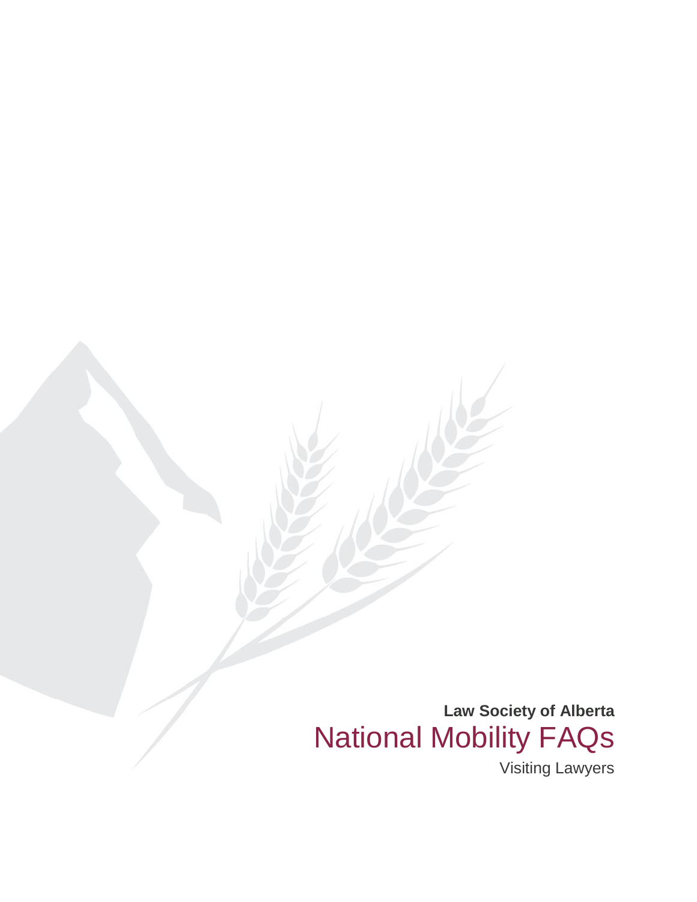**Law Society of Alberta**

# National Mobility FAQs

Visiting Lawyers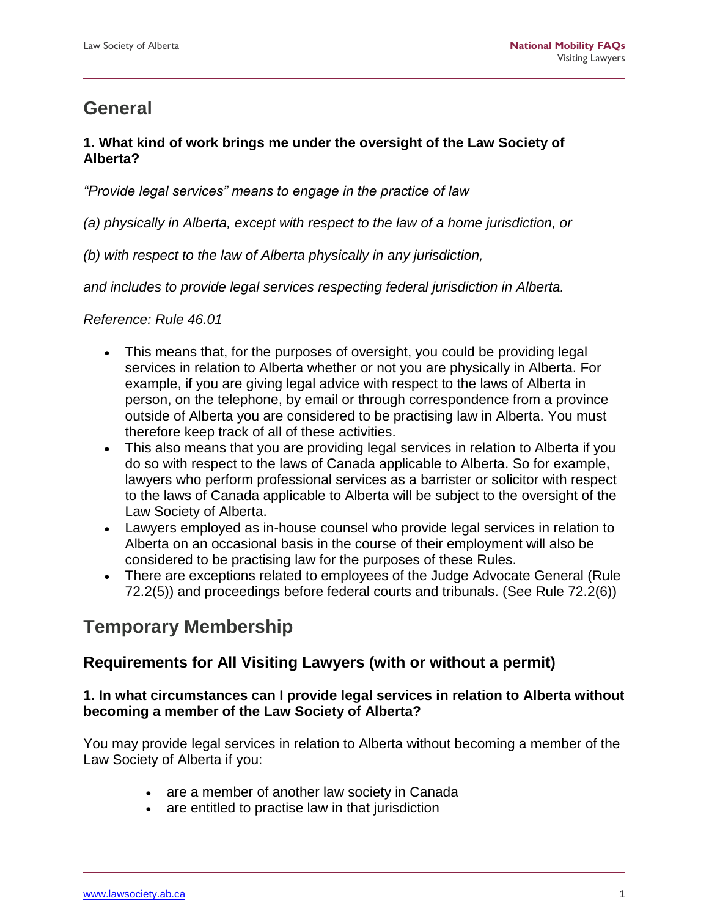# General

### 1. What kind of work brings me under the oversight of the Law Society of Alberta?

*"Provide legal services" means to engage in the practice of law*

*(a) physically in Alberta, except with respect to the law of a home jurisdiction, or*

*(b) with respect to the law of Alberta physically in any jurisdiction,*

*and includes to provide legal services respecting federal jurisdiction in Alberta.*

*Reference: Rule 46.01*

- This means that, for the purposes of oversight, you could be providing legal services in relation to Alberta whether or not you are physically in Alberta. For example, if you are giving legal advice with respect to the laws of Alberta in person, on the telephone, by email or through correspondence from a province outside of Alberta you are considered to be practising law in Alberta. You must therefore keep track of all of these activities.
- This also means that you are providing legal services in relation to Alberta if you do so with respect to the laws of Canada applicable to Alberta. So for example, lawyers who perform professional services as a barrister or solicitor with respect to the laws of Canada applicable to Alberta will be subject to the oversight of the Law Society of Alberta.
- Lawyers employed as in-house counsel who provide legal services in relation to Alberta on an occasional basis in the course of their employment will also be considered to be practising law for the purposes of these Rules.
- There are exceptions related to employees of the Judge Advocate General (Rule 72.2(5)) and proceedings before federal courts and tribunals. (See Rule 72.2(6))

# Temporary Membership

## Requirements for All Visiting Lawyers (with or without a permit)

### 1. In what circumstances can I provide legal services in relation to Alberta without becoming a member of the Law Society of Alberta?

You may provide legal services in relation to Alberta without becoming a member of the Law Society of Alberta if you:

- are a member of another law society in Canada
- are entitled to practise law in that jurisdiction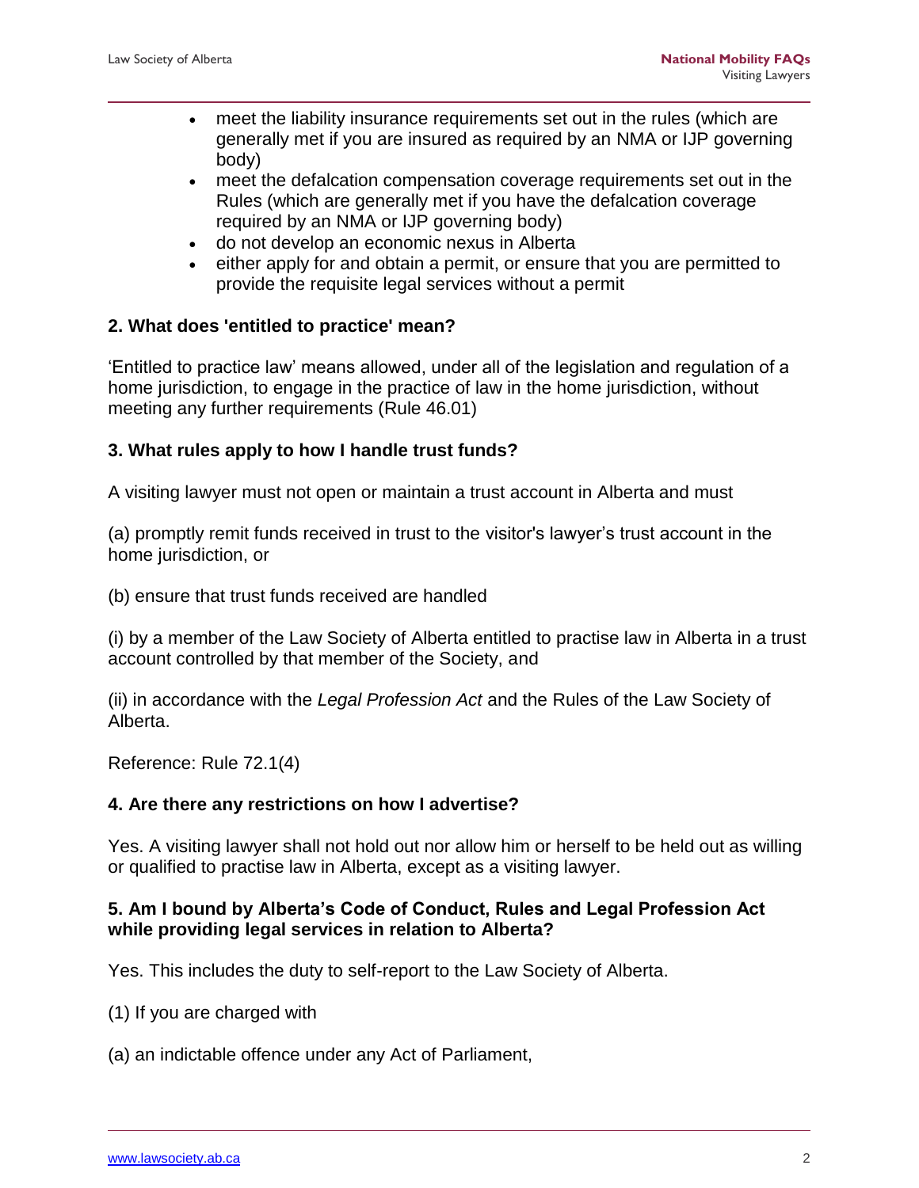- meet the liability insurance requirements set out in the rules (which are generally met if you are insured as required by an NMA or IJP governing body)
- meet the defalcation compensation coverage requirements set out in the Rules (which are generally met if you have the defalcation coverage required by an NMA or IJP governing body)
- do not develop an economic nexus in Alberta
- either apply for and obtain a permit, or ensure that you are permitted to provide the requisite legal services without a permit

**2. What does 'entitled to practice' mean?**

'Entitled to practice law' means allowed, under all of the legislation and regulation of a home jurisdiction, to engage in the practice of law in the home jurisdiction, without meeting any further requirements (Rule 46.01)

**3. What rules apply to how I handle trust funds?**

A visiting lawyer must not open or maintain a trust account in Alberta and must

(a) promptly remit funds received in trust to the visitor's lawyer's trust account in the home jurisdiction, or

(b) ensure that trust funds received are handled

(i) by a member of the Law Society of Alberta entitled to practise law in Alberta in a trust account controlled by that member of the Society, and

(ii) in accordance with the *Legal Profession Act* and the Rules of the Law Society of Alberta.

Reference: Rule 72.1(4)

**4. Are there any restrictions on how I advertise?**

Yes. A visiting lawyer shall not hold out nor allow him or herself to be held out as willing or qualified to practise law in Alberta, except as a visiting lawyer.

**5. Am I bound by Alberta's Code of Conduct, Rules and Legal Profession Act while providing legal services in relation to Alberta?**

Yes. This includes the duty to self-report to the Law Society of Alberta.

(1) If you are charged with

(a) an indictable offence under any Act of Parliament,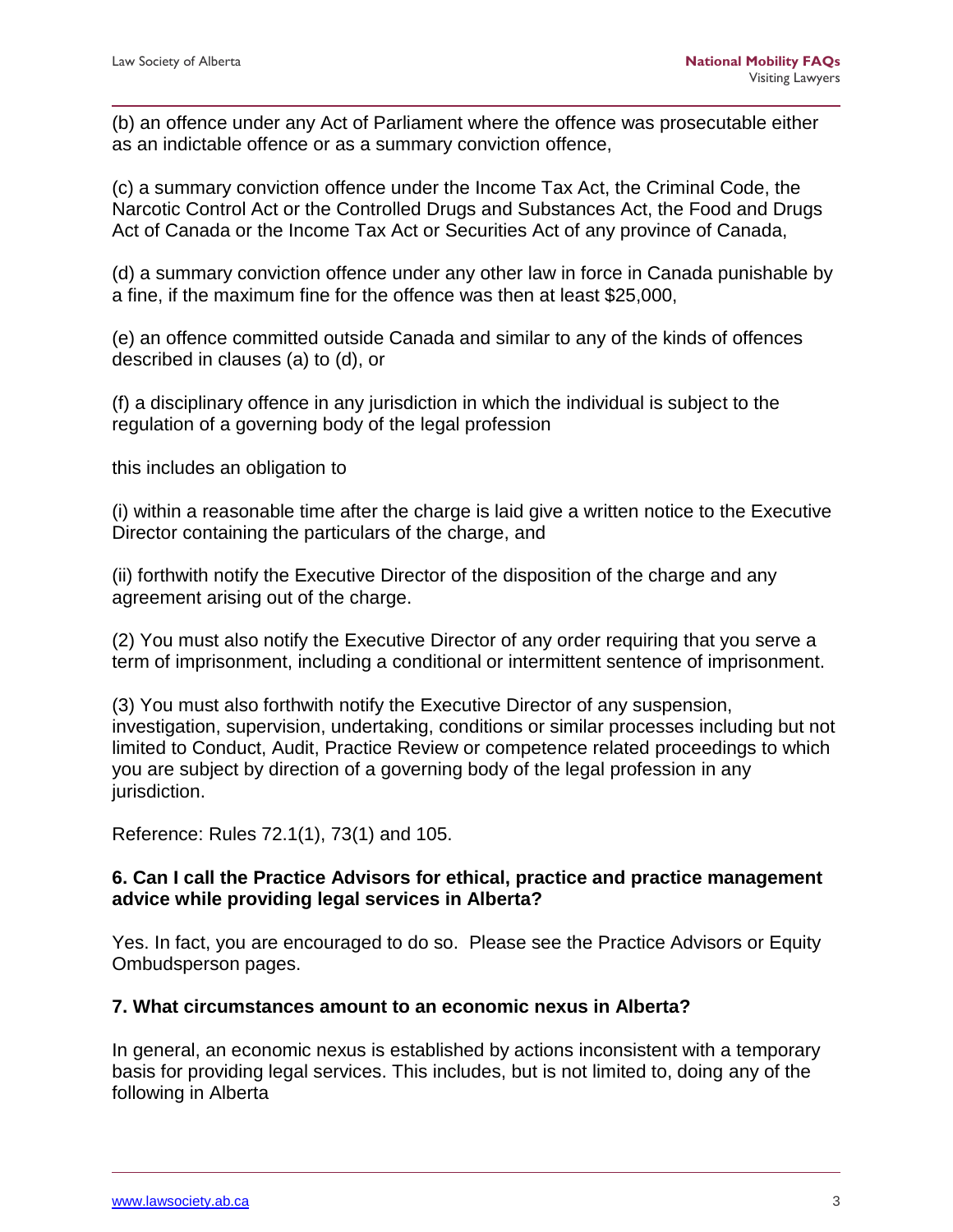(b) an offence under any Act of Parliament where the offence was prosecutable either as an indictable offence or as a summary conviction offence,

(c) a summary conviction offence under the Income Tax Act, the Criminal Code, the Narcotic Control Act or the Controlled Drugs and Substances Act, the Food and Drugs Act of Canada or the Income Tax Act or Securities Act of any province of Canada,

(d) a summary conviction offence under any other law in force in Canada punishable by a fine, if the maximum fine for the offence was then at least $25,000,

(e) an offence committed outside Canada and similar to any of the kinds of offences described in clauses (a) to (d), or

(f) a disciplinary offence in any jurisdiction in which the individual is subject to the regulation of a governing body of the legal profession

this includes an obligation to

(i) within a reasonable time after the charge is laid give a written notice to the Executive Director containing the particulars of the charge, and

(ii) forthwith notify the Executive Director of the disposition of the charge and any agreement arising out of the charge.

(2) You must also notify the Executive Director of any order requiring that you serve a term of imprisonment, including a conditional or intermittent sentence of imprisonment.

(3) You must also forthwith notify the Executive Director of any suspension, investigation, supervision, undertaking, conditions or similar processes including but not limited to Conduct, Audit, Practice Review or competence related proceedings to which you are subject by direction of a governing body of the legal profession in any jurisdiction.

Reference: Rules 72.1(1), 73(1) and 105.

**6. Can I call the Practice Advisors for ethical, practice and practice management advice while providing legal services in Alberta?**

Yes. In fact, you are encouraged to do so. Please see the Practice Advisors or Equity Ombudsperson pages.

**7. What circumstances amount to an economic nexus in Alberta?**

In general, an economic nexus is established by actions inconsistent with a temporary basis for providing legal services. This includes, but is not limited to, doing any of the following in Alberta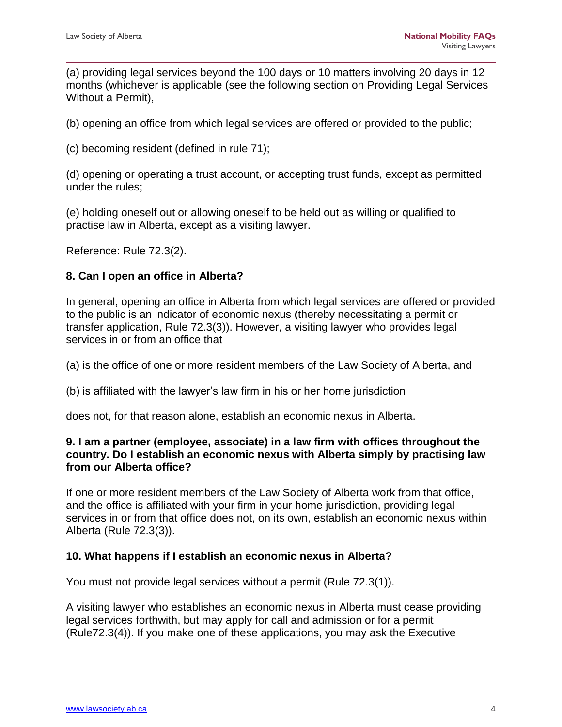(a) providing legal services beyond the 100 days or 10 matters involving 20 days in 12 months (whichever is applicable (see the following section on Providing Legal Services Without a Permit),

(b) opening an office from which legal services are offered or provided to the public;

(c) becoming resident (defined in rule 71);

(d) opening or operating a trust account, or accepting trust funds, except as permitted under the rules;

(e) holding oneself out or allowing oneself to be held out as willing or qualified to practise law in Alberta, except as a visiting lawyer.

Reference: Rule 72.3(2).

### 8. Can I open an office in Alberta?

In general, opening an office in Alberta from which legal services are offered or provided to the public is an indicator of economic nexus (thereby necessitating a permit or transfer application, Rule 72.3(3)). However, a visiting lawyer who provides legal services in or from an office that

(a) is the office of one or more resident members of the Law Society of Alberta, and

(b) is affiliated with the lawyer's law firm in his or her home jurisdiction

does not, for that reason alone, establish an economic nexus in Alberta.

### 9. I am a partner (employee, associate) in a law firm with offices throughout the country. Do I establish an economic nexus with Alberta simply by practising law from our Alberta office?

If one or more resident members of the Law Society of Alberta work from that office, and the office is affiliated with your firm in your home jurisdiction, providing legal services in or from that office does not, on its own, establish an economic nexus within Alberta (Rule 72.3(3)).

### 10. What happens if I establish an economic nexus in Alberta?

You must not provide legal services without a permit (Rule 72.3(1)).

A visiting lawyer who establishes an economic nexus in Alberta must cease providing legal services forthwith, but may apply for call and admission or for a permit (Rule72.3(4)). If you make one of these applications, you may ask the Executive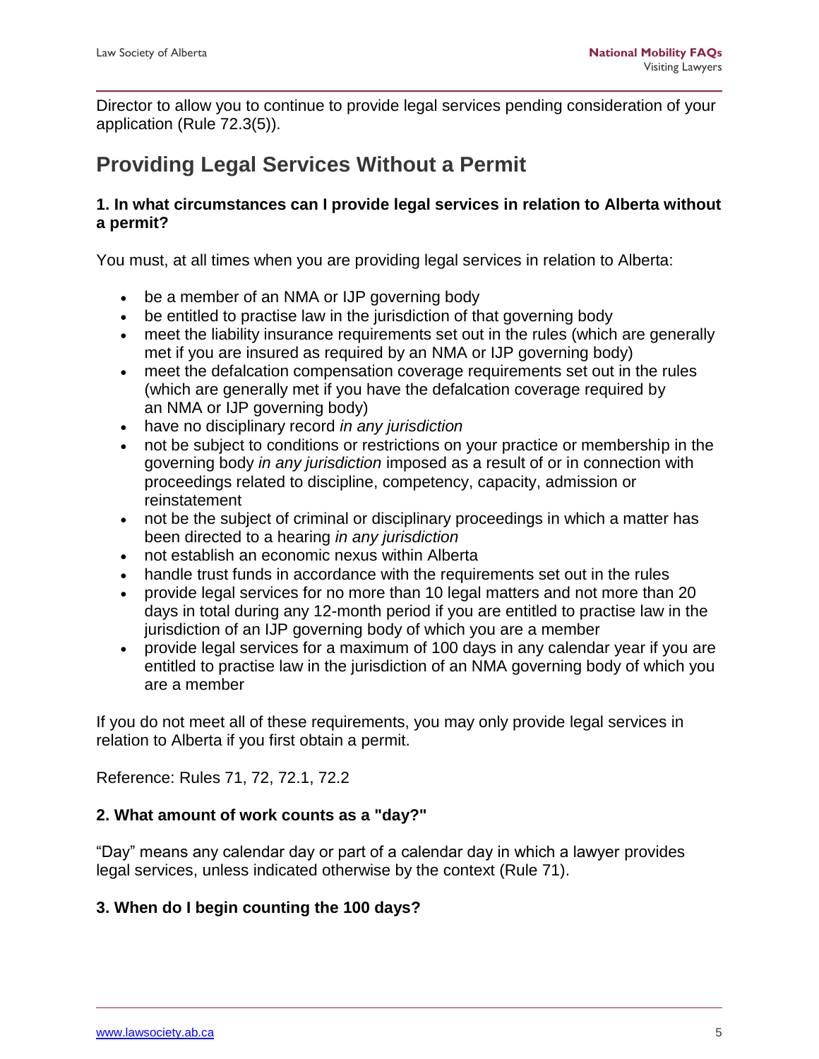Director to allow you to continue to provide legal services pending consideration of your application (Rule 72.3(5)).

## Providing Legal Services Without a Permit

### 1. In what circumstances can I provide legal services in relation to Alberta without a permit?

You must, at all times when you are providing legal services in relation to Alberta:

- be a member of an NMA or IJP governing body
- be entitled to practise law in the jurisdiction of that governing body
- meet the liability insurance requirements set out in the rules (which are generally met if you are insured as required by an NMA or IJP governing body)
- meet the defalcation compensation coverage requirements set out in the rules (which are generally met if you have the defalcation coverage required by an NMA or IJP governing body)
- have no disciplinary record *in any jurisdiction*
- not be subject to conditions or restrictions on your practice or membership in the governing body *in any jurisdiction* imposed as a result of or in connection with proceedings related to discipline, competency, capacity, admission or reinstatement
- not be the subject of criminal or disciplinary proceedings in which a matter has been directed to a hearing *in any jurisdiction*
- not establish an economic nexus within Alberta
- handle trust funds in accordance with the requirements set out in the rules
- provide legal services for no more than 10 legal matters and not more than 20 days in total during any 12-month period if you are entitled to practise law in the jurisdiction of an IJP governing body of which you are a member
- provide legal services for a maximum of 100 days in any calendar year if you are entitled to practise law in the jurisdiction of an NMA governing body of which you are a member

If you do not meet all of these requirements, you may only provide legal services in relation to Alberta if you first obtain a permit.

Reference: Rules 71, 72, 72.1, 72.2

### 2. What amount of work counts as a "day?"

"Day" means any calendar day or part of a calendar day in which a lawyer provides legal services, unless indicated otherwise by the context (Rule 71).

### 3. When do I begin counting the 100 days?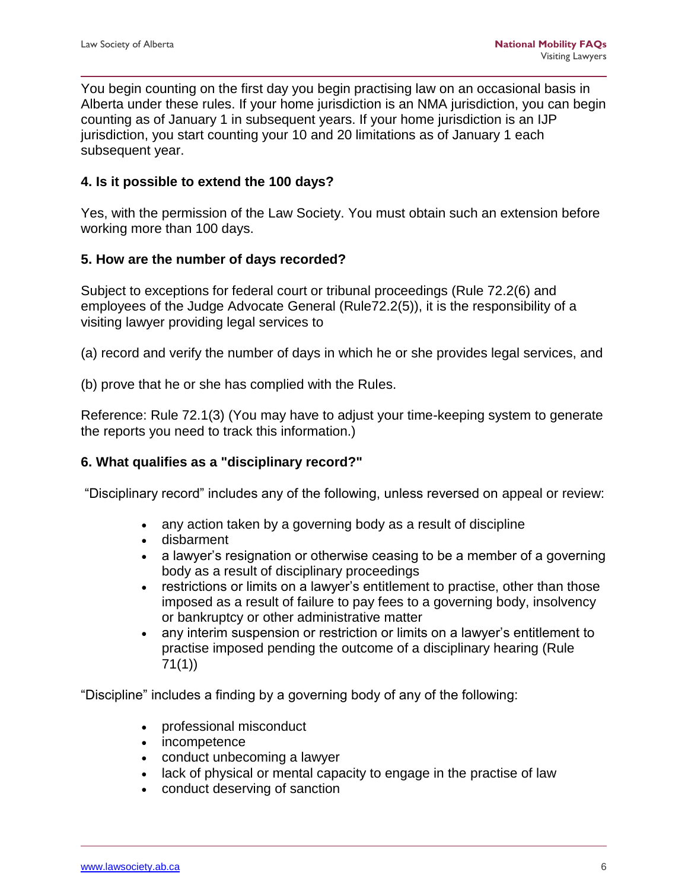You begin counting on the first day you begin practising law on an occasional basis in Alberta under these rules. If your home jurisdiction is an NMA jurisdiction, you can begin counting as of January 1 in subsequent years. If your home jurisdiction is an IJP jurisdiction, you start counting your 10 and 20 limitations as of January 1 each subsequent year.

**4. Is it possible to extend the 100 days?**

Yes, with the permission of the Law Society. You must obtain such an extension before working more than 100 days.

**5. How are the number of days recorded?**

Subject to exceptions for federal court or tribunal proceedings (Rule 72.2(6) and employees of the Judge Advocate General (Rule72.2(5)), it is the responsibility of a visiting lawyer providing legal services to

(a) record and verify the number of days in which he or she provides legal services, and

(b) prove that he or she has complied with the Rules.

Reference: Rule 72.1(3) (You may have to adjust your time-keeping system to generate the reports you need to track this information.)

**6. What qualifies as a "disciplinary record?"**

"Disciplinary record" includes any of the following, unless reversed on appeal or review:

- any action taken by a governing body as a result of discipline
- disbarment
- a lawyer's resignation or otherwise ceasing to be a member of a governing body as a result of disciplinary proceedings
- restrictions or limits on a lawyer's entitlement to practise, other than those imposed as a result of failure to pay fees to a governing body, insolvency or bankruptcy or other administrative matter
- any interim suspension or restriction or limits on a lawyer's entitlement to practise imposed pending the outcome of a disciplinary hearing (Rule 71(1))

"Discipline" includes a finding by a governing body of any of the following:

- professional misconduct
- incompetence
- conduct unbecoming a lawyer
- lack of physical or mental capacity to engage in the practise of law
- conduct deserving of sanction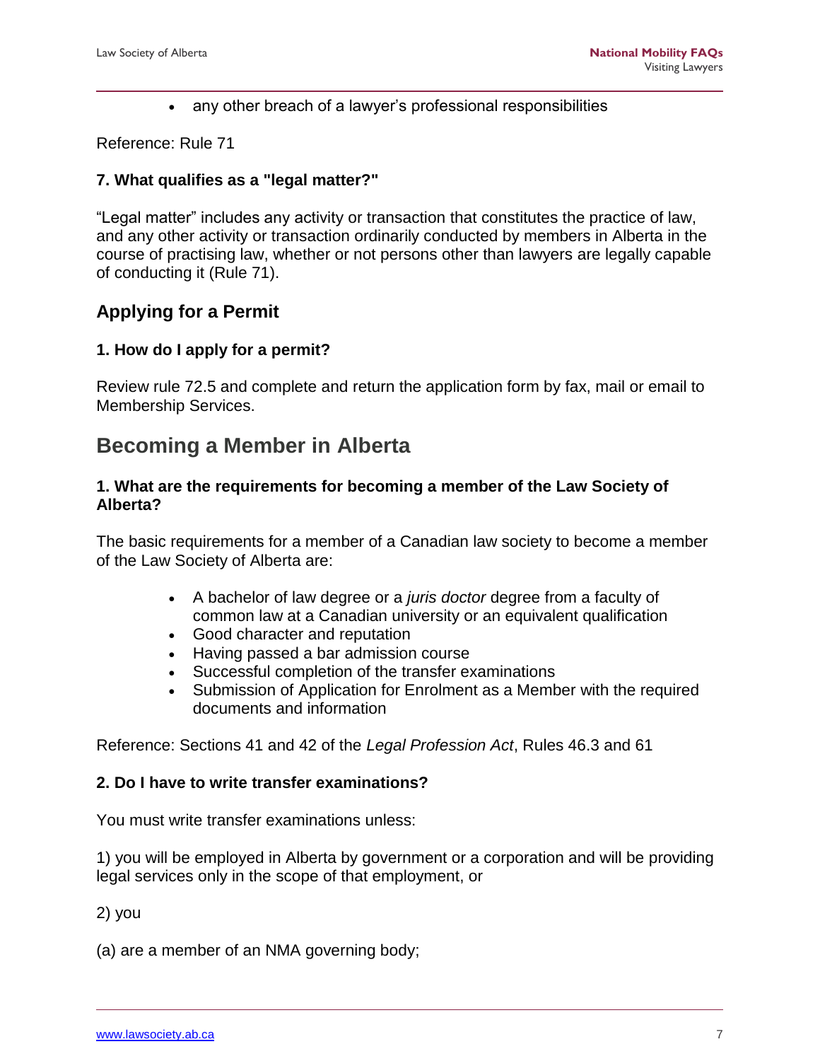- any other breach of a lawyer's professional responsibilities

Reference: Rule 71

**7. What qualifies as a "legal matter?"**

"Legal matter" includes any activity or transaction that constitutes the practice of law, and any other activity or transaction ordinarily conducted by members in Alberta in the course of practising law, whether or not persons other than lawyers are legally capable of conducting it (Rule 71).

### Applying for a Permit

**1. How do I apply for a permit?**

Review rule 72.5 and complete and return the application form by fax, mail or email to Membership Services.

## Becoming a Member in Alberta

**1. What are the requirements for becoming a member of the Law Society of Alberta?**

The basic requirements for a member of a Canadian law society to become a member of the Law Society of Alberta are:

- A bachelor of law degree or a *juris doctor* degree from a faculty of common law at a Canadian university or an equivalent qualification
- Good character and reputation
- Having passed a bar admission course
- Successful completion of the transfer examinations
- Submission of Application for Enrolment as a Member with the required documents and information

Reference: Sections 41 and 42 of the *Legal Profession Act*, Rules 46.3 and 61

**2. Do I have to write transfer examinations?**

You must write transfer examinations unless:

1) you will be employed in Alberta by government or a corporation and will be providing legal services only in the scope of that employment, or

2) you

(a) are a member of an NMA governing body;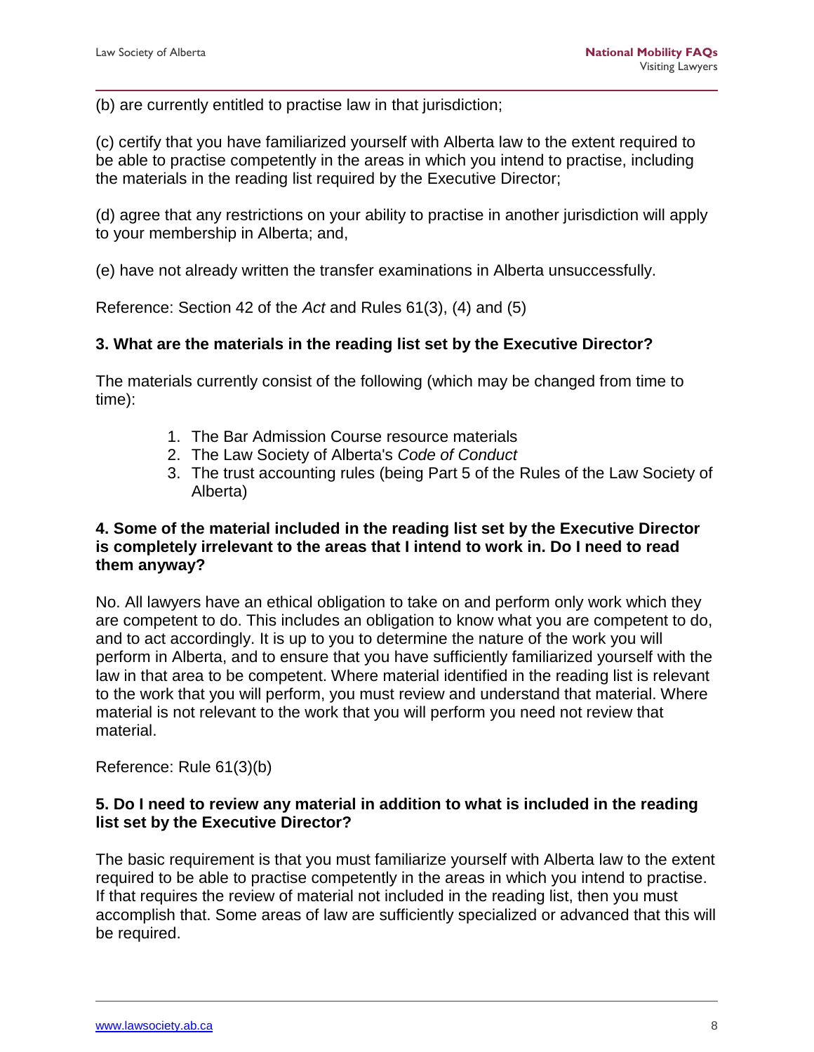(b) are currently entitled to practise law in that jurisdiction;

(c) certify that you have familiarized yourself with Alberta law to the extent required to be able to practise competently in the areas in which you intend to practise, including the materials in the reading list required by the Executive Director;

(d) agree that any restrictions on your ability to practise in another jurisdiction will apply to your membership in Alberta; and,

(e) have not already written the transfer examinations in Alberta unsuccessfully.

Reference: Section 42 of the *Act* and Rules 61(3), (4) and (5)

**3. What are the materials in the reading list set by the Executive Director?**

The materials currently consist of the following (which may be changed from time to time):

1. The Bar Admission Course resource materials
2. The Law Society of Alberta's *Code of Conduct*
3. The trust accounting rules (being Part 5 of the Rules of the Law Society of Alberta)

**4. Some of the material included in the reading list set by the Executive Director is completely irrelevant to the areas that I intend to work in. Do I need to read them anyway?**

No. All lawyers have an ethical obligation to take on and perform only work which they are competent to do. This includes an obligation to know what you are competent to do, and to act accordingly. It is up to you to determine the nature of the work you will perform in Alberta, and to ensure that you have sufficiently familiarized yourself with the law in that area to be competent. Where material identified in the reading list is relevant to the work that you will perform, you must review and understand that material. Where material is not relevant to the work that you will perform you need not review that material.

Reference: Rule 61(3)(b)

**5. Do I need to review any material in addition to what is included in the reading list set by the Executive Director?**

The basic requirement is that you must familiarize yourself with Alberta law to the extent required to be able to practise competently in the areas in which you intend to practise. If that requires the review of material not included in the reading list, then you must accomplish that. Some areas of law are sufficiently specialized or advanced that this will be required.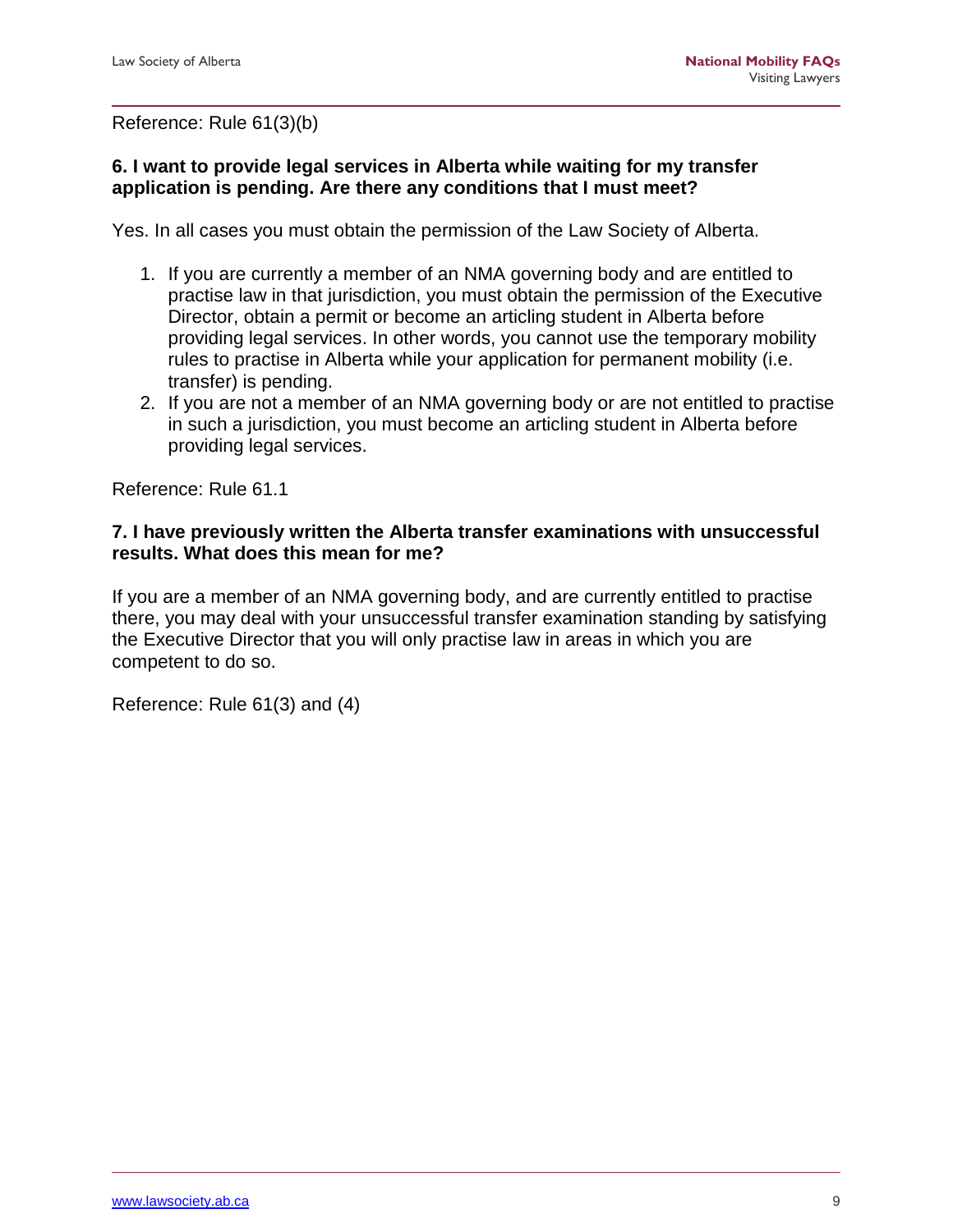Reference: Rule 61(3)(b)

**6. I want to provide legal services in Alberta while waiting for my transfer application is pending. Are there any conditions that I must meet?**

Yes. In all cases you must obtain the permission of the Law Society of Alberta.

1. If you are currently a member of an NMA governing body and are entitled to practise law in that jurisdiction, you must obtain the permission of the Executive Director, obtain a permit or become an articling student in Alberta before providing legal services. In other words, you cannot use the temporary mobility rules to practise in Alberta while your application for permanent mobility (i.e. transfer) is pending.
2. If you are not a member of an NMA governing body or are not entitled to practise in such a jurisdiction, you must become an articling student in Alberta before providing legal services.

Reference: Rule 61.1

**7. I have previously written the Alberta transfer examinations with unsuccessful results. What does this mean for me?**

If you are a member of an NMA governing body, and are currently entitled to practise there, you may deal with your unsuccessful transfer examination standing by satisfying the Executive Director that you will only practise law in areas in which you are competent to do so.

Reference: Rule 61(3) and (4)